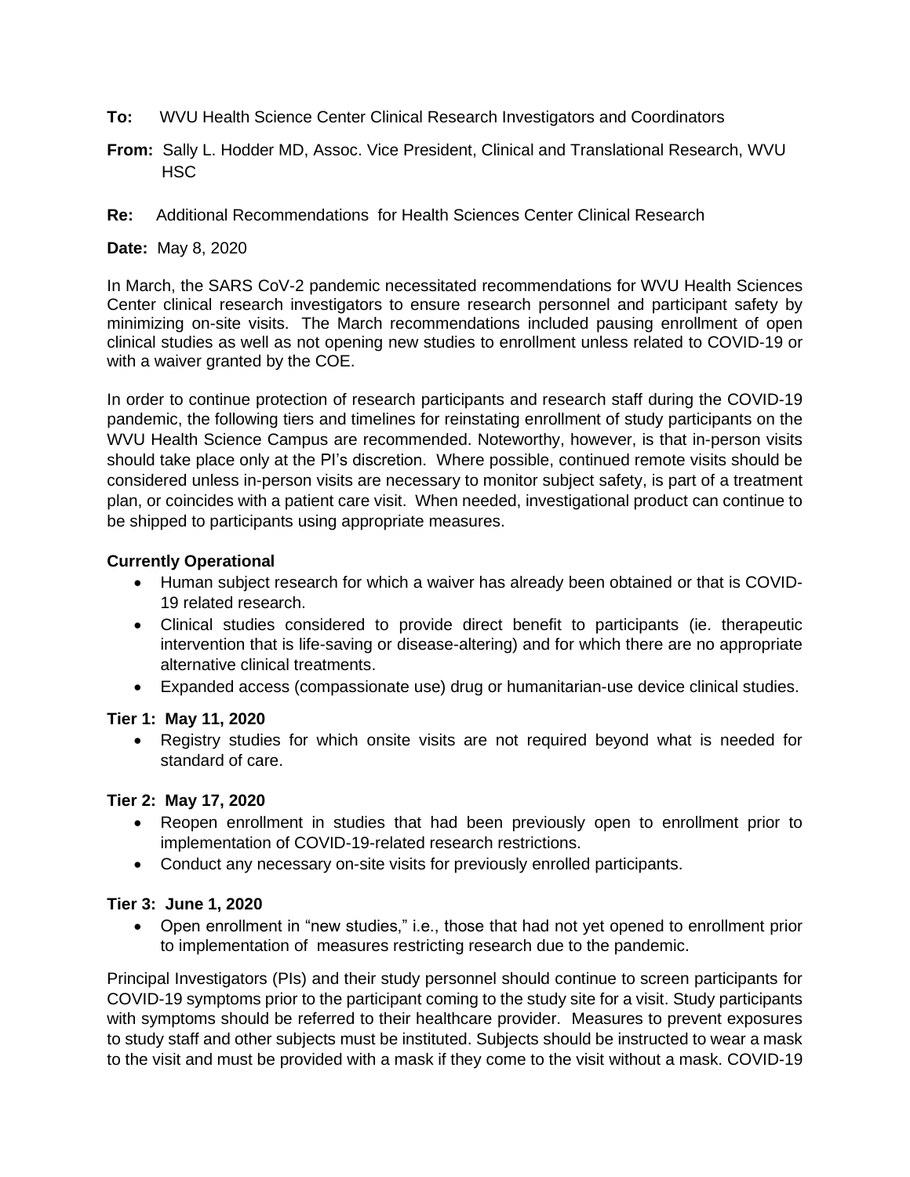**To:** WVU Health Science Center Clinical Research Investigators and Coordinators

**From:** Sally L. Hodder MD, Assoc. Vice President, Clinical and Translational Research, WVU HSC

**Re:** Additional Recommendations for Health Sciences Center Clinical Research

**Date:** May 8, 2020

In March, the SARS CoV-2 pandemic necessitated recommendations for WVU Health Sciences Center clinical research investigators to ensure research personnel and participant safety by minimizing on-site visits. The March recommendations included pausing enrollment of open clinical studies as well as not opening new studies to enrollment unless related to COVID-19 or with a waiver granted by the COE.

In order to continue protection of research participants and research staff during the COVID-19 pandemic, the following tiers and timelines for reinstating enrollment of study participants on the WVU Health Science Campus are recommended. Noteworthy, however, is that in-person visits should take place only at the PI's discretion. Where possible, continued remote visits should be considered unless in-person visits are necessary to monitor subject safety, is part of a treatment plan, or coincides with a patient care visit. When needed, investigational product can continue to be shipped to participants using appropriate measures.

**Currently Operational**

- Human subject research for which a waiver has already been obtained or that is COVID-19 related research.
- Clinical studies considered to provide direct benefit to participants (ie. therapeutic intervention that is life-saving or disease-altering) and for which there are no appropriate alternative clinical treatments.
- Expanded access (compassionate use) drug or humanitarian-use device clinical studies.

**Tier 1: May 11, 2020**

- Registry studies for which onsite visits are not required beyond what is needed for standard of care.

**Tier 2: May 17, 2020**

- Reopen enrollment in studies that had been previously open to enrollment prior to implementation of COVID-19-related research restrictions.
- Conduct any necessary on-site visits for previously enrolled participants.

**Tier 3: June 1, 2020**

- Open enrollment in "new studies," i.e., those that had not yet opened to enrollment prior to implementation of measures restricting research due to the pandemic.

Principal Investigators (PIs) and their study personnel should continue to screen participants for COVID-19 symptoms prior to the participant coming to the study site for a visit. Study participants with symptoms should be referred to their healthcare provider. Measures to prevent exposures to study staff and other subjects must be instituted. Subjects should be instructed to wear a mask to the visit and must be provided with a mask if they come to the visit without a mask. COVID-19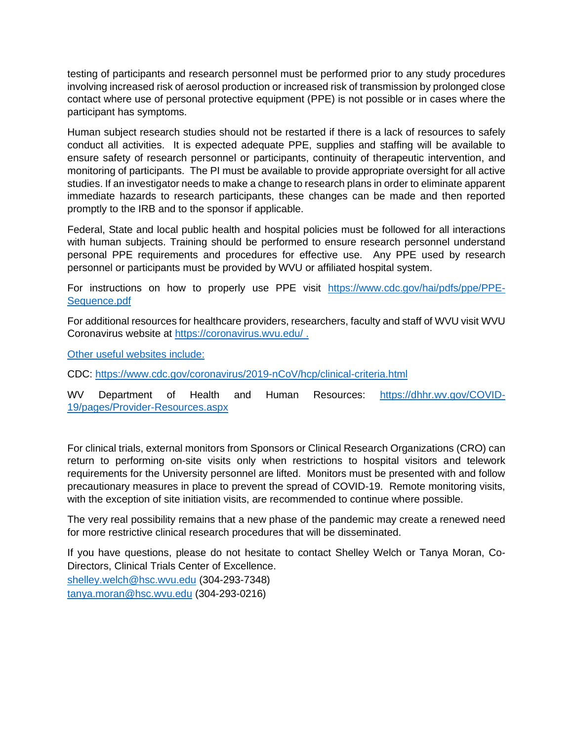testing of participants and research personnel must be performed prior to any study procedures involving increased risk of aerosol production or increased risk of transmission by prolonged close contact where use of personal protective equipment (PPE) is not possible or in cases where the participant has symptoms.

Human subject research studies should not be restarted if there is a lack of resources to safely conduct all activities. It is expected adequate PPE, supplies and staffing will be available to ensure safety of research personnel or participants, continuity of therapeutic intervention, and monitoring of participants. The PI must be available to provide appropriate oversight for all active studies. If an investigator needs to make a change to research plans in order to eliminate apparent immediate hazards to research participants, these changes can be made and then reported promptly to the IRB and to the sponsor if applicable.

Federal, State and local public health and hospital policies must be followed for all interactions with human subjects. Training should be performed to ensure research personnel understand personal PPE requirements and procedures for effective use. Any PPE used by research personnel or participants must be provided by WVU or affiliated hospital system.

For instructions on how to properly use PPE visit https://www.cdc.gov/hai/pdfs/ppe/PPE-Sequence.pdf

For additional resources for healthcare providers, researchers, faculty and staff of WVU visit WVU Coronavirus website at https://coronavirus.wvu.edu/ .

Other useful websites include:

CDC: https://www.cdc.gov/coronavirus/2019-nCoV/hcp/clinical-criteria.html

WV Department of Health and Human Resources: https://dhhr.wv.gov/COVID-19/pages/Provider-Resources.aspx

For clinical trials, external monitors from Sponsors or Clinical Research Organizations (CRO) can return to performing on-site visits only when restrictions to hospital visitors and telework requirements for the University personnel are lifted. Monitors must be presented with and follow precautionary measures in place to prevent the spread of COVID-19. Remote monitoring visits, with the exception of site initiation visits, are recommended to continue where possible.

The very real possibility remains that a new phase of the pandemic may create a renewed need for more restrictive clinical research procedures that will be disseminated.

If you have questions, please do not hesitate to contact Shelley Welch or Tanya Moran, Co-Directors, Clinical Trials Center of Excellence.
shelley.welch@hsc.wvu.edu (304-293-7348)
tanya.moran@hsc.wvu.edu (304-293-0216)